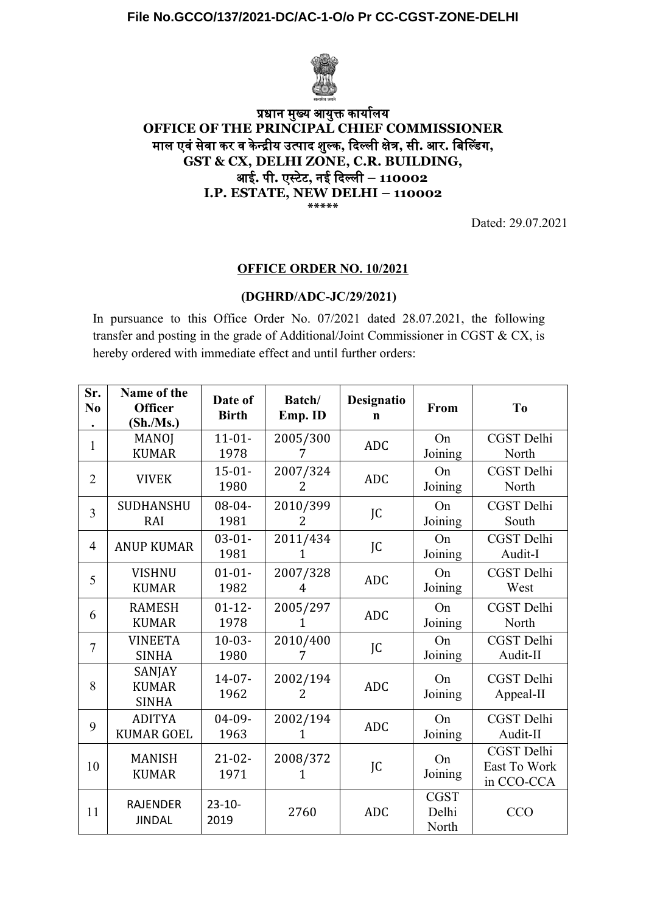File No.GCCO/137/2021-DC/AC-1-O/o Pr CC-CGST-ZONE-DELHI

**प्रधान मुख्य आयुक्त कार्यालय**
**OFFICE OF THE PRINCIPAL CHIEF COMMISSIONER**
**माल एवं सेवा कर व केन्द्रीय उत्पाद शुल्क, दिल्ली क्षेत्र, सी. आर. बिल्डिंग,**
**GST & CX, DELHI ZONE, C.R. BUILDING,**
**आई. पी. एस्टेट, नई दिल्ली – 110002**
**I.P. ESTATE, NEW DELHI – 110002**
*****

Dated: 29.07.2021

**OFFICE ORDER NO. 10/2021**

**(DGHRD/ADC-JC/29/2021)**

In pursuance to this Office Order No. 07/2021 dated 28.07.2021, the following transfer and posting in the grade of Additional/Joint Commissioner in CGST & CX, is hereby ordered with immediate effect and until further orders:

| Sr. No. | Name of the Officer (Sh./Ms.) | Date of Birth | Batch/ Emp. ID | Designation | From | To |
|---|---|---|---|---|---|---|
| 1 | MANOJ KUMAR | 11-01-1978 | 2005/3007 | ADC | On Joining | CGST Delhi North |
| 2 | VIVEK | 15-01-1980 | 2007/3242 | ADC | On Joining | CGST Delhi North |
| 3 | SUDHANSHU RAI | 08-04-1981 | 2010/3992 | JC | On Joining | CGST Delhi South |
| 4 | ANUP KUMAR | 03-01-1981 | 2011/4341 | JC | On Joining | CGST Delhi Audit-I |
| 5 | VISHNU KUMAR | 01-01-1982 | 2007/3284 | ADC | On Joining | CGST Delhi West |
| 6 | RAMESH KUMAR | 01-12-1978 | 2005/2971 | ADC | On Joining | CGST Delhi North |
| 7 | VINEETA SINHA | 10-03-1980 | 2010/4007 | JC | On Joining | CGST Delhi Audit-II |
| 8 | SANJAY KUMAR SINHA | 14-07-1962 | 2002/1942 | ADC | On Joining | CGST Delhi Appeal-II |
| 9 | ADITYA KUMAR GOEL | 04-09-1963 | 2002/1941 | ADC | On Joining | CGST Delhi Audit-II |
| 10 | MANISH KUMAR | 21-02-1971 | 2008/3721 | JC | On Joining | CGST Delhi East To Work in CCO-CCA |
| 11 | RAJENDER JINDAL | 23-10-2019 | 2760 | ADC | CGST Delhi North | CCO |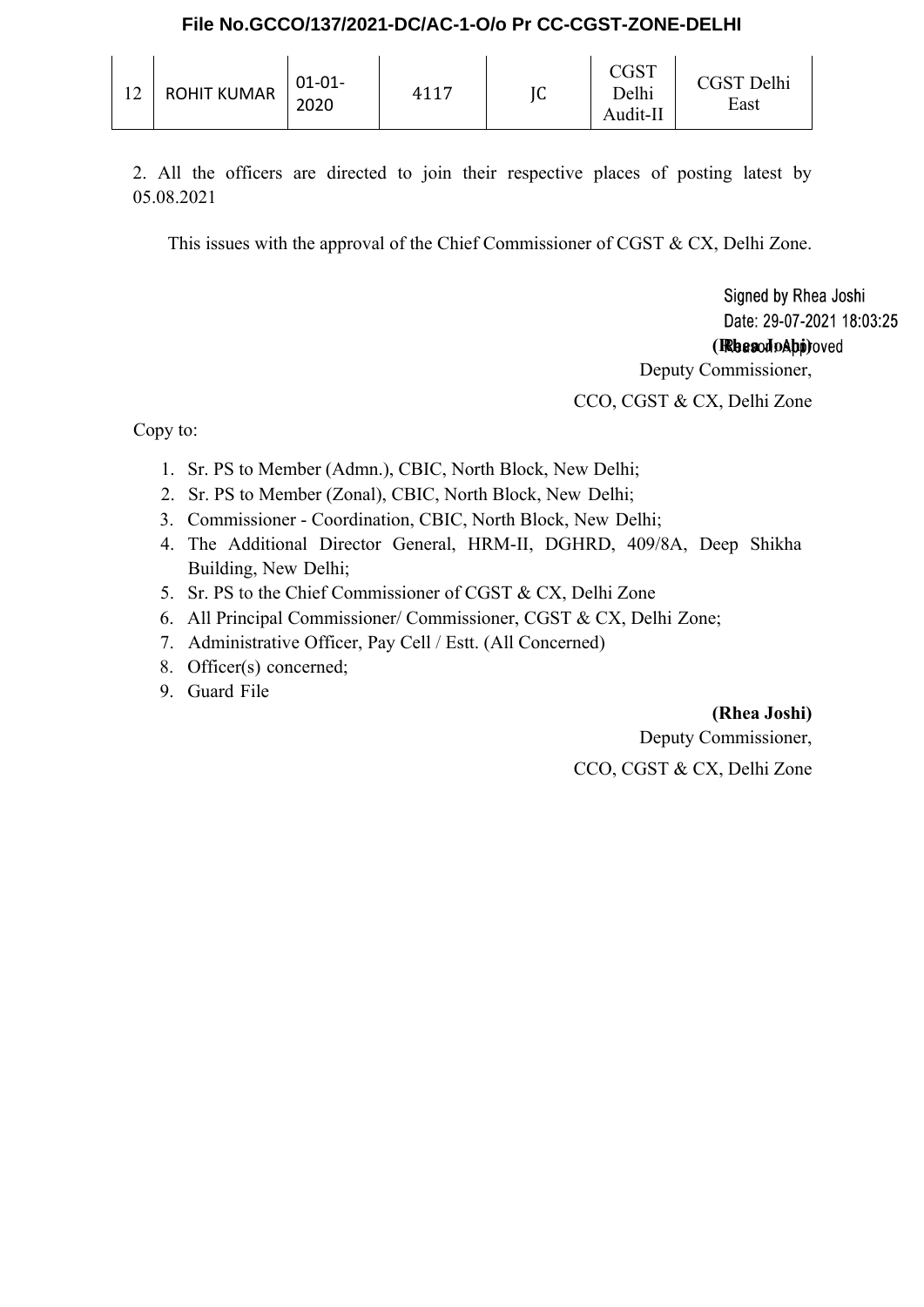| | | | | | | |
|---|---|---|---|---|---|---|
| 12 | ROHIT KUMAR | 01-01-2020 | 4117 | JC | CGST Delhi Audit-II | CGST Delhi East |

2. All the officers are directed to join their respective places of posting latest by 05.08.2021

This issues with the approval of the Chief Commissioner of CGST & CX, Delhi Zone.

Signed by Rhea Joshi
Date: 29-07-2021 18:03:25
Reason: Approved

**(Rhea Joshi)**
Deputy Commissioner,
CCO, CGST & CX, Delhi Zone

Copy to:

1. Sr. PS to Member (Admn.), CBIC, North Block, New Delhi;
2. Sr. PS to Member (Zonal), CBIC, North Block, New Delhi;
3. Commissioner - Coordination, CBIC, North Block, New Delhi;
4. The Additional Director General, HRM-II, DGHRD, 409/8A, Deep Shikha Building, New Delhi;
5. Sr. PS to the Chief Commissioner of CGST & CX, Delhi Zone
6. All Principal Commissioner/ Commissioner, CGST & CX, Delhi Zone;
7. Administrative Officer, Pay Cell / Estt. (All Concerned)
8. Officer(s) concerned;
9. Guard File

**(Rhea Joshi)**
Deputy Commissioner,
CCO, CGST & CX, Delhi Zone